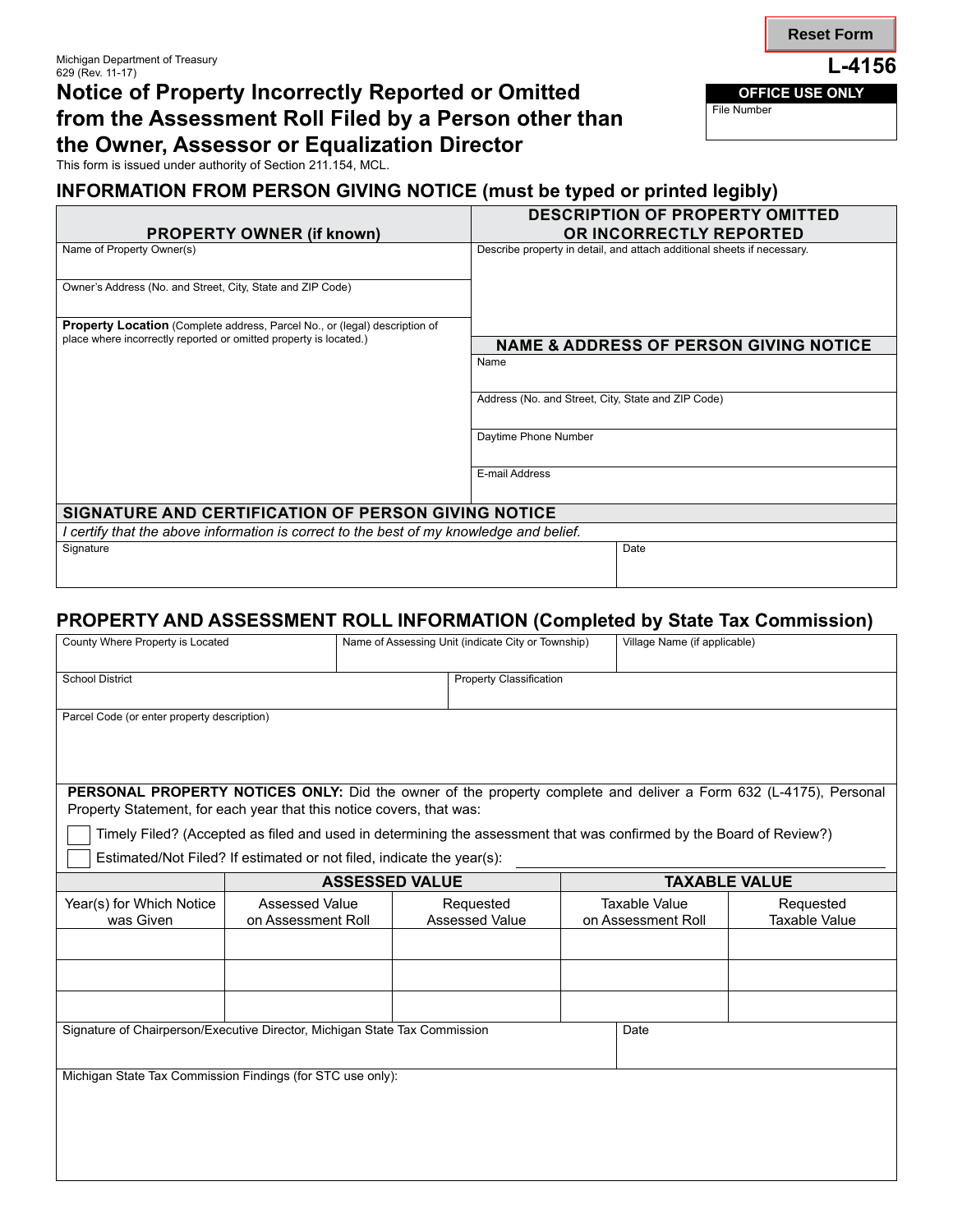Reset Form

Michigan Department of Treasury
629 (Rev. 11-17)

**L-4156**

| OFFICE USE ONLY |
|---|
| File Number |

# Notice of Property Incorrectly Reported or Omitted from the Assessment Roll Filed by a Person other than the Owner, Assessor or Equalization Director

This form is issued under authority of Section 211.154, MCL.

## INFORMATION FROM PERSON GIVING NOTICE (must be typed or printed legibly)

| PROPERTY OWNER (if known) | DESCRIPTION OF PROPERTY OMITTED OR INCORRECTLY REPORTED |
|---|---|
| Name of Property Owner(s) | Describe property in detail, and attach additional sheets if necessary. |
| Owner's Address (No. and Street, City, State and ZIP Code) | |
| **Property Location** (Complete address, Parcel No., or (legal) description of place where incorrectly reported or omitted property is located.) | **NAME & ADDRESS OF PERSON GIVING NOTICE** |
| | Name |
| | Address (No. and Street, City, State and ZIP Code) |
| | Daytime Phone Number |
| | E-mail Address |

### SIGNATURE AND CERTIFICATION OF PERSON GIVING NOTICE

*I certify that the above information is correct to the best of my knowledge and belief.*

| Signature | Date |
|---|---|
| | |

## PROPERTY AND ASSESSMENT ROLL INFORMATION (Completed by State Tax Commission)

| County Where Property is Located | Name of Assessing Unit (indicate City or Township) | Village Name (if applicable) |
|---|---|---|
| | | |

| School District | Property Classification |
|---|---|
| | |

Parcel Code (or enter property description)

**PERSONAL PROPERTY NOTICES ONLY:** Did the owner of the property complete and deliver a Form 632 (L-4175), Personal Property Statement, for each year that this notice covers, that was:

- ☐ Timely Filed? (Accepted as filed and used in determining the assessment that was confirmed by the Board of Review?)
- ☐ Estimated/Not Filed? If estimated or not filed, indicate the year(s): ____________________

| | ASSESSED VALUE | | TAXABLE VALUE | |
|---|---|---|---|---|
| Year(s) for Which Notice was Given | Assessed Value on Assessment Roll | Requested Assessed Value | Taxable Value on Assessment Roll | Requested Taxable Value |
| | | | | |
| | | | | |
| | | | | |

| Signature of Chairperson/Executive Director, Michigan State Tax Commission | Date |
|---|---|
| | |

Michigan State Tax Commission Findings (for STC use only):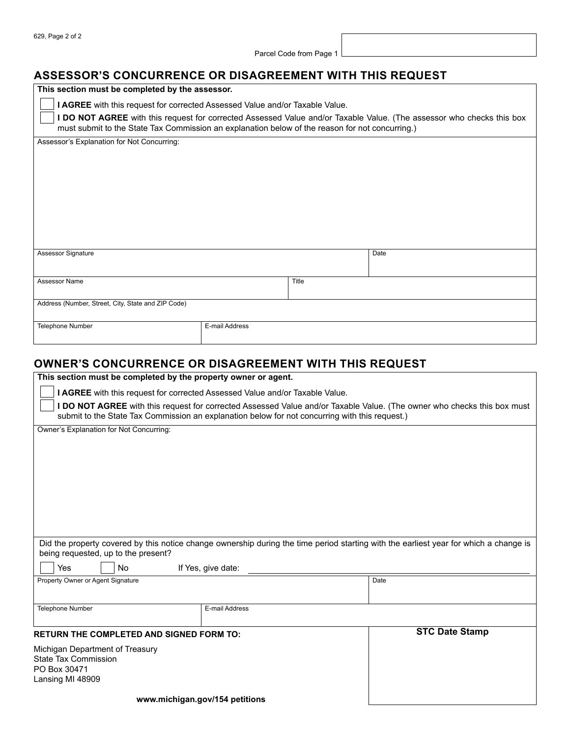Parcel Code from Page 1

## ASSESSOR'S CONCURRENCE OR DISAGREEMENT WITH THIS REQUEST

**This section must be completed by the assessor.**

☐ **I AGREE** with this request for corrected Assessed Value and/or Taxable Value.

☐ **I DO NOT AGREE** with this request for corrected Assessed Value and/or Taxable Value. (The assessor who checks this box must submit to the State Tax Commission an explanation below of the reason for not concurring.)

Assessor's Explanation for Not Concurring:

| | |
|---|---|
| Assessor Signature | Date |
| Assessor Name | Title |
| Address (Number, Street, City, State and ZIP Code) | |
| Telephone Number | E-mail Address |

## OWNER'S CONCURRENCE OR DISAGREEMENT WITH THIS REQUEST

**This section must be completed by the property owner or agent.**

☐ **I AGREE** with this request for corrected Assessed Value and/or Taxable Value.

☐ **I DO NOT AGREE** with this request for corrected Assessed Value and/or Taxable Value. (The owner who checks this box must submit to the State Tax Commission an explanation below for not concurring with this request.)

Owner's Explanation for Not Concurring:

Did the property covered by this notice change ownership during the time period starting with the earliest year for which a change is being requested, up to the present?

☐ Yes ☐ No If Yes, give date: ______________________

| | |
|---|---|
| Property Owner or Agent Signature | Date |
| Telephone Number | E-mail Address |

**RETURN THE COMPLETED AND SIGNED FORM TO:**

Michigan Department of Treasury
State Tax Commission
PO Box 30471
Lansing MI 48909

**www.michigan.gov/154 petitions**

**STC Date Stamp**